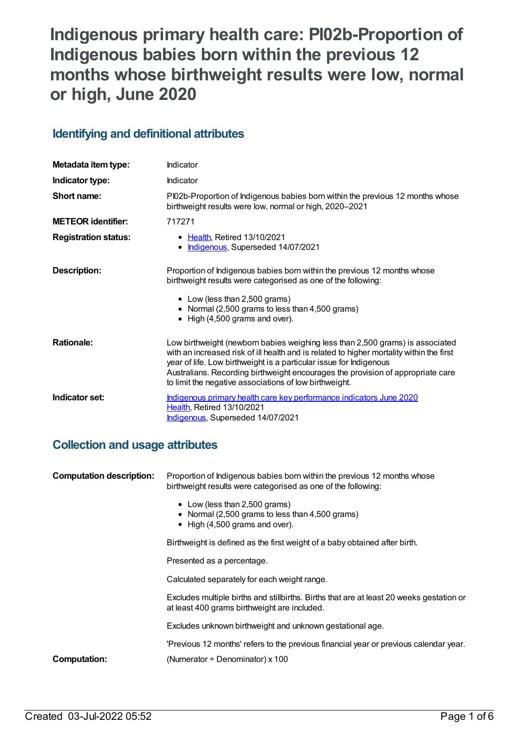# Indigenous primary health care: PI02b-Proportion of Indigenous babies born within the previous 12 months whose birthweight results were low, normal or high, June 2020

## Identifying and definitional attributes

| | |
|---|---|
| **Metadata item type:** | Indicator |
| **Indicator type:** | Indicator |
| **Short name:** | PI02b-Proportion of Indigenous babies born within the previous 12 months whose birthweight results were low, normal or high, 2020–2021 |
| **METEOR identifier:** | 717271 |
| **Registration status:** | • Health, Retired 13/10/2021<br>• Indigenous, Superseded 14/07/2021 |
| **Description:** | Proportion of Indigenous babies born within the previous 12 months whose birthweight results were categorised as one of the following:<br>• Low (less than 2,500 grams)<br>• Normal (2,500 grams to less than 4,500 grams)<br>• High (4,500 grams and over). |
| **Rationale:** | Low birthweight (newborn babies weighing less than 2,500 grams) is associated with an increased risk of ill health and is related to higher mortality within the first year of life. Low birthweight is a particular issue for Indigenous Australians. Recording birthweight encourages the provision of appropriate care to limit the negative associations of low birthweight. |
| **Indicator set:** | Indigenous primary health care key performance indicators June 2020<br>Health, Retired 13/10/2021<br>Indigenous, Superseded 14/07/2021 |

## Collection and usage attributes

| | |
|---|---|
| **Computation description:** | Proportion of Indigenous babies born within the previous 12 months whose birthweight results were categorised as one of the following:<br>• Low (less than 2,500 grams)<br>• Normal (2,500 grams to less than 4,500 grams)<br>• High (4,500 grams and over).<br><br>Birthweight is defined as the first weight of a baby obtained after birth.<br><br>Presented as a percentage.<br><br>Calculated separately for each weight range.<br><br>Excludes multiple births and stillbirths. Births that are at least 20 weeks gestation or at least 400 grams birthweight are included.<br><br>Excludes unknown birthweight and unknown gestational age.<br><br>'Previous 12 months' refers to the previous financial year or previous calendar year. |
| **Computation:** | (Numerator ÷ Denominator) x 100 |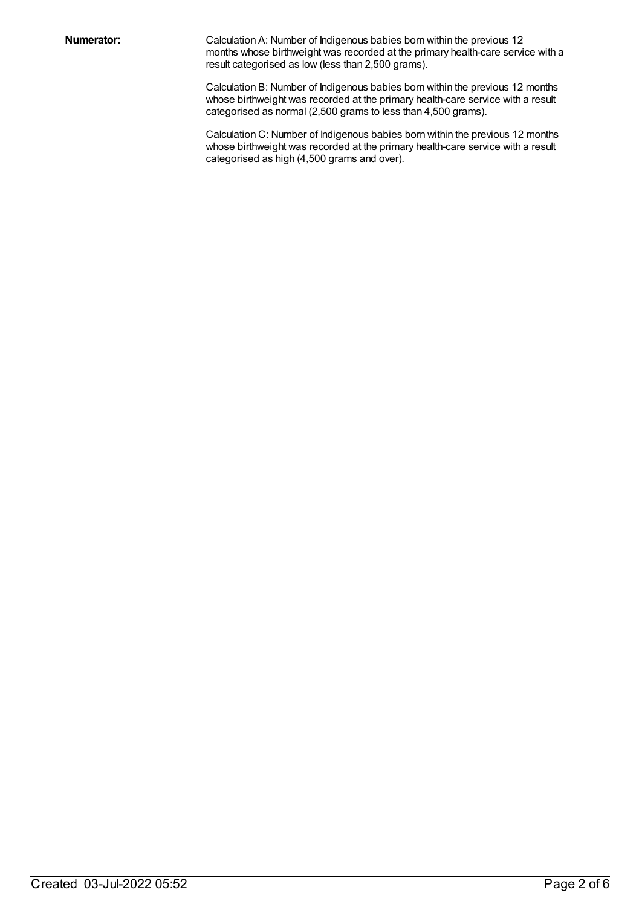**Numerator:**

Calculation A: Number of Indigenous babies born within the previous 12 months whose birthweight was recorded at the primary health-care service with a result categorised as low (less than 2,500 grams).

Calculation B: Number of Indigenous babies born within the previous 12 months whose birthweight was recorded at the primary health-care service with a result categorised as normal (2,500 grams to less than 4,500 grams).

Calculation C: Number of Indigenous babies born within the previous 12 months whose birthweight was recorded at the primary health-care service with a result categorised as high (4,500 grams and over).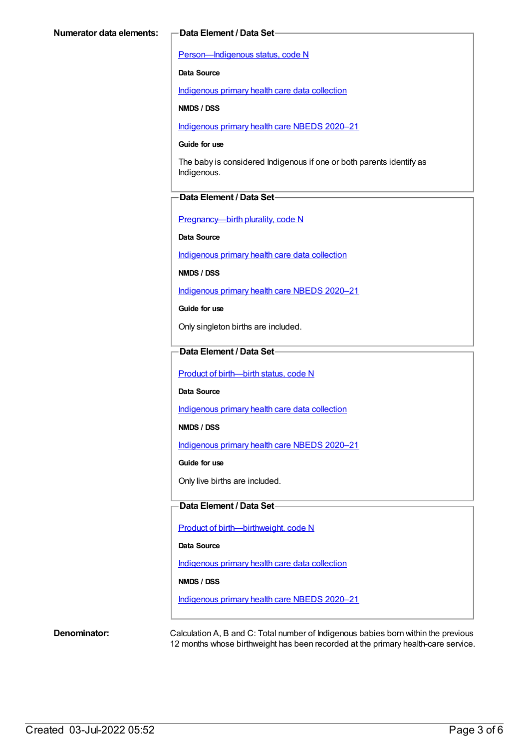**Numerator data elements:**

**Data Element / Data Set**

Person—Indigenous status, code N

**Data Source**

Indigenous primary health care data collection

**NMDS / DSS**

Indigenous primary health care NBEDS 2020–21

**Guide for use**

The baby is considered Indigenous if one or both parents identify as Indigenous.

**Data Element / Data Set**

Pregnancy—birth plurality, code N

**Data Source**

Indigenous primary health care data collection

**NMDS / DSS**

Indigenous primary health care NBEDS 2020–21

**Guide for use**

Only singleton births are included.

**Data Element / Data Set**

Product of birth—birth status, code N

**Data Source**

Indigenous primary health care data collection

**NMDS / DSS**

Indigenous primary health care NBEDS 2020–21

**Guide for use**

Only live births are included.

**Data Element / Data Set**

Product of birth—birthweight, code N

**Data Source**

Indigenous primary health care data collection

**NMDS / DSS**

Indigenous primary health care NBEDS 2020–21

**Denominator:**

Calculation A, B and C: Total number of Indigenous babies born within the previous 12 months whose birthweight has been recorded at the primary health-care service.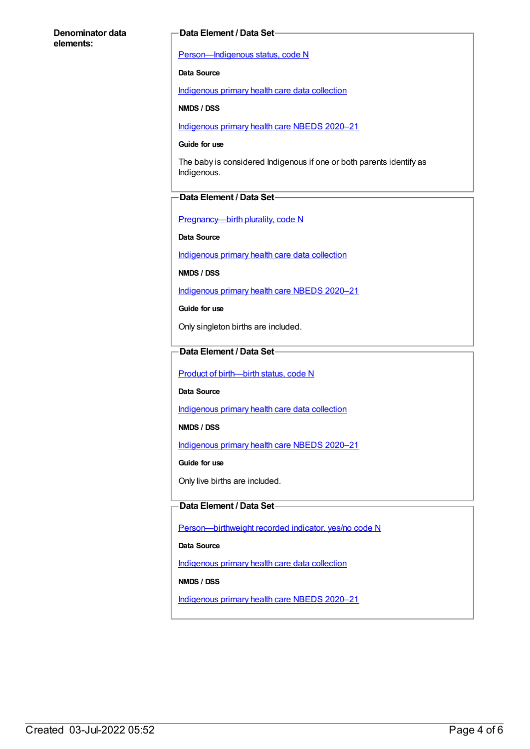**Denominator data elements:**

**Data Element / Data Set**

Person—Indigenous status, code N

**Data Source**

Indigenous primary health care data collection

**NMDS / DSS**

Indigenous primary health care NBEDS 2020–21

**Guide for use**

The baby is considered Indigenous if one or both parents identify as Indigenous.

**Data Element / Data Set**

Pregnancy—birth plurality, code N

**Data Source**

Indigenous primary health care data collection

**NMDS / DSS**

Indigenous primary health care NBEDS 2020–21

**Guide for use**

Only singleton births are included.

**Data Element / Data Set**

Product of birth—birth status, code N

**Data Source**

Indigenous primary health care data collection

**NMDS / DSS**

Indigenous primary health care NBEDS 2020–21

**Guide for use**

Only live births are included.

**Data Element / Data Set**

Person—birthweight recorded indicator, yes/no code N

**Data Source**

Indigenous primary health care data collection

**NMDS / DSS**

Indigenous primary health care NBEDS 2020–21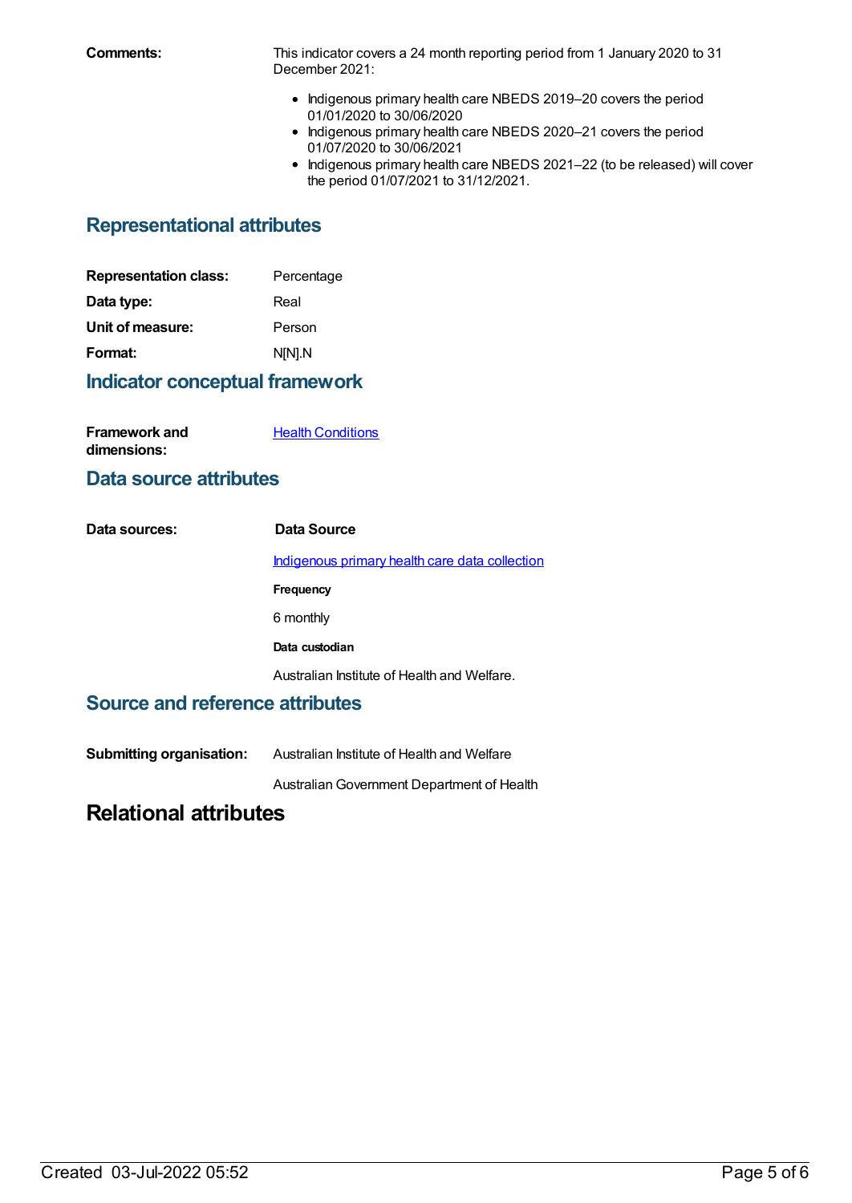**Comments:** This indicator covers a 24 month reporting period from 1 January 2020 to 31 December 2021:

- Indigenous primary health care NBEDS 2019–20 covers the period 01/01/2020 to 30/06/2020
- Indigenous primary health care NBEDS 2020–21 covers the period 01/07/2020 to 30/06/2021
- Indigenous primary health care NBEDS 2021–22 (to be released) will cover the period 01/07/2021 to 31/12/2021.

## Representational attributes

**Representation class:** Percentage

**Data type:** Real

**Unit of measure:** Person

**Format:** N[N].N

## Indicator conceptual framework

**Framework and dimensions:** Health Conditions

## Data source attributes

**Data sources:**

**Data Source**

Indigenous primary health care data collection

**Frequency**

6 monthly

**Data custodian**

Australian Institute of Health and Welfare.

## Source and reference attributes

**Submitting organisation:** Australian Institute of Health and Welfare

Australian Government Department of Health

# Relational attributes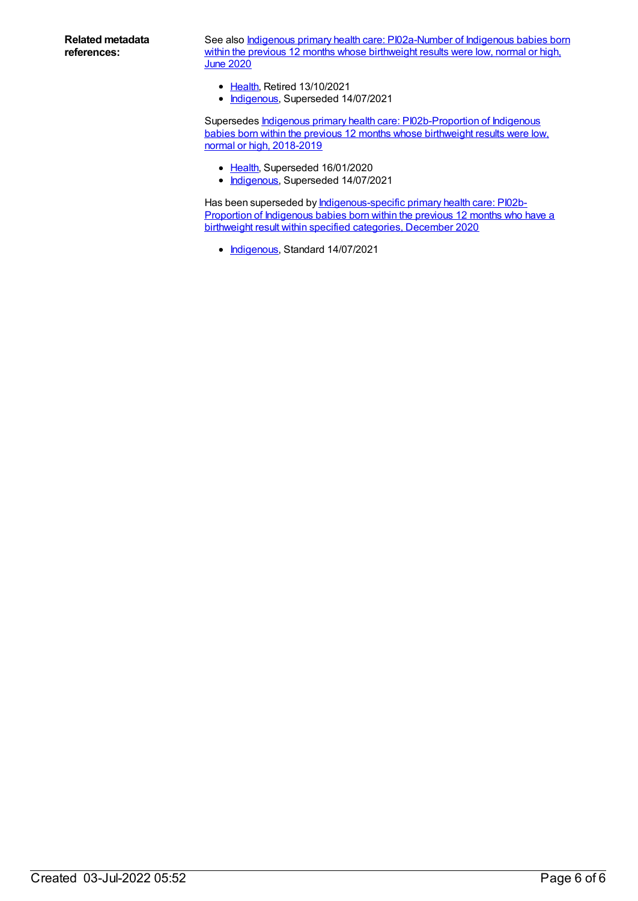**Related metadata references:**

See also Indigenous primary health care: PI02a-Number of Indigenous babies born within the previous 12 months whose birthweight results were low, normal or high, June 2020

- Health, Retired 13/10/2021
- Indigenous, Superseded 14/07/2021

Supersedes Indigenous primary health care: PI02b-Proportion of Indigenous babies born within the previous 12 months whose birthweight results were low, normal or high, 2018-2019

- Health, Superseded 16/01/2020
- Indigenous, Superseded 14/07/2021

Has been superseded by Indigenous-specific primary health care: PI02b-Proportion of Indigenous babies born within the previous 12 months who have a birthweight result within specified categories, December 2020

- Indigenous, Standard 14/07/2021